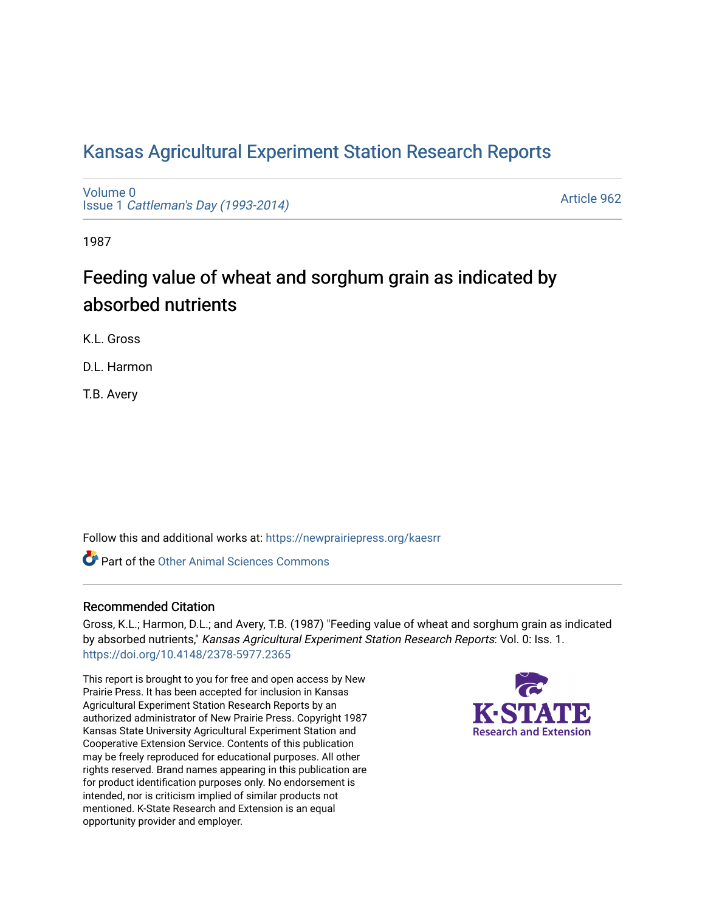# Kansas Agricultural Experiment Station Research Reports

Volume 0
Issue 1 *Cattleman's Day (1993-2014)*

Article 962

1987

## Feeding value of wheat and sorghum grain as indicated by absorbed nutrients

K.L. Gross

D.L. Harmon

T.B. Avery

Follow this and additional works at: https://newprairiepress.org/kaesrr

Part of the Other Animal Sciences Commons

### Recommended Citation

Gross, K.L.; Harmon, D.L.; and Avery, T.B. (1987) "Feeding value of wheat and sorghum grain as indicated by absorbed nutrients," *Kansas Agricultural Experiment Station Research Reports*: Vol. 0: Iss. 1. https://doi.org/10.4148/2378-5977.2365

This report is brought to you for free and open access by New Prairie Press. It has been accepted for inclusion in Kansas Agricultural Experiment Station Research Reports by an authorized administrator of New Prairie Press. Copyright 1987 Kansas State University Agricultural Experiment Station and Cooperative Extension Service. Contents of this publication may be freely reproduced for educational purposes. All other rights reserved. Brand names appearing in this publication are for product identification purposes only. No endorsement is intended, nor is criticism implied of similar products not mentioned. K-State Research and Extension is an equal opportunity provider and employer.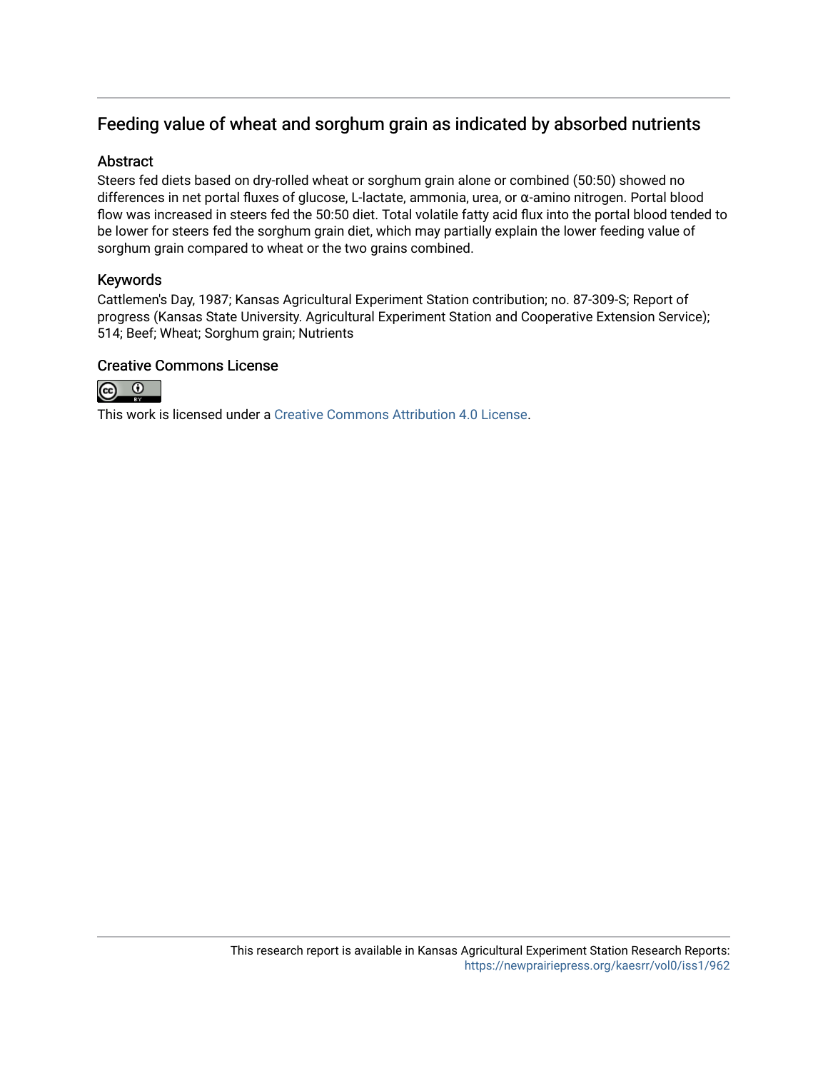## Feeding value of wheat and sorghum grain as indicated by absorbed nutrients

### Abstract

Steers fed diets based on dry-rolled wheat or sorghum grain alone or combined (50:50) showed no differences in net portal fluxes of glucose, L-lactate, ammonia, urea, or α-amino nitrogen. Portal blood flow was increased in steers fed the 50:50 diet. Total volatile fatty acid flux into the portal blood tended to be lower for steers fed the sorghum grain diet, which may partially explain the lower feeding value of sorghum grain compared to wheat or the two grains combined.

### Keywords

Cattlemen's Day, 1987; Kansas Agricultural Experiment Station contribution; no. 87-309-S; Report of progress (Kansas State University. Agricultural Experiment Station and Cooperative Extension Service); 514; Beef; Wheat; Sorghum grain; Nutrients

### Creative Commons License

This work is licensed under a Creative Commons Attribution 4.0 License.

This research report is available in Kansas Agricultural Experiment Station Research Reports: https://newprairiepress.org/kaesrr/vol0/iss1/962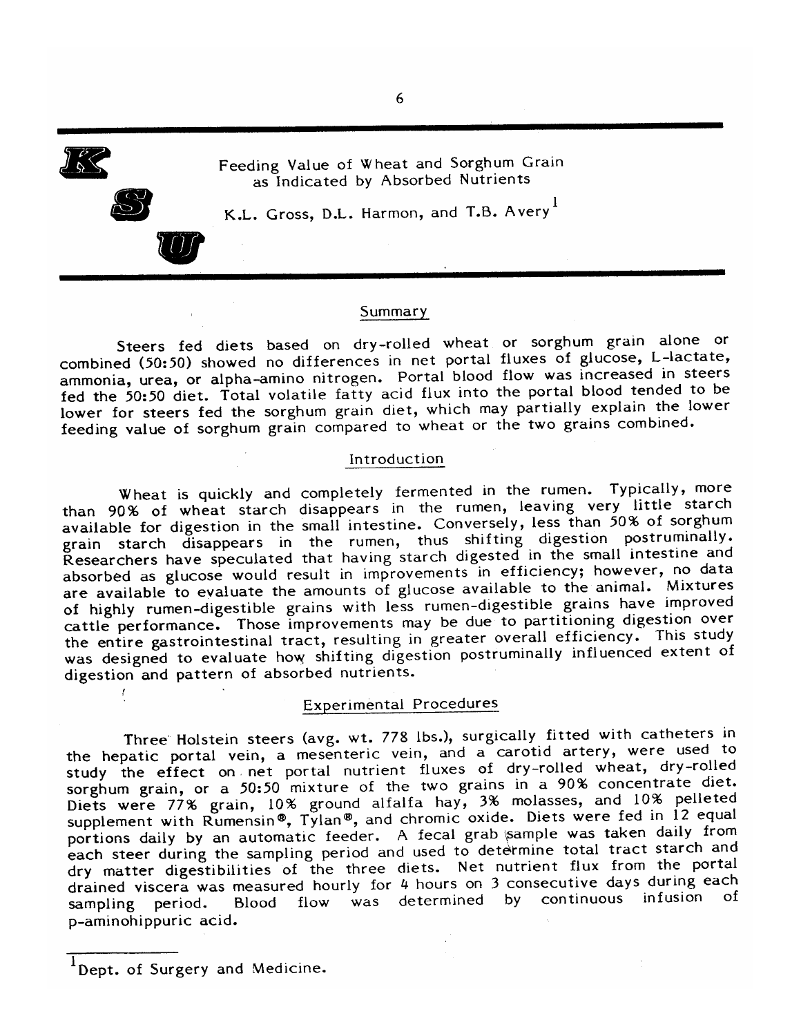# Feeding Value of Wheat and Sorghum Grain as Indicated by Absorbed Nutrients

K.L. Gross, D.L. Harmon, and T.B. Avery[1]

## Summary

Steers fed diets based on dry-rolled wheat or sorghum grain alone or combined (50:50) showed no differences in net portal fluxes of glucose, L-lactate, ammonia, urea, or alpha-amino nitrogen. Portal blood flow was increased in steers fed the 50:50 diet. Total volatile fatty acid flux into the portal blood tended to be lower for steers fed the sorghum grain diet, which may partially explain the lower feeding value of sorghum grain compared to wheat or the two grains combined.

## Introduction

Wheat is quickly and completely fermented in the rumen. Typically, more than 90% of wheat starch disappears in the rumen, leaving very little starch available for digestion in the small intestine. Conversely, less than 50% of sorghum grain starch disappears in the rumen, thus shifting digestion postruminally. Researchers have speculated that having starch digested in the small intestine and absorbed as glucose would result in improvements in efficiency; however, no data are available to evaluate the amounts of glucose available to the animal. Mixtures of highly rumen-digestible grains with less rumen-digestible grains have improved cattle performance. Those improvements may be due to partitioning digestion over the entire gastrointestinal tract, resulting in greater overall efficiency. This study was designed to evaluate how shifting digestion postruminally influenced extent of digestion and pattern of absorbed nutrients.

## Experimental Procedures

Three Holstein steers (avg. wt. 778 lbs.), surgically fitted with catheters in the hepatic portal vein, a mesenteric vein, and a carotid artery, were used to study the effect on net portal nutrient fluxes of dry-rolled wheat, dry-rolled sorghum grain, or a 50:50 mixture of the two grains in a 90% concentrate diet. Diets were 77% grain, 10% ground alfalfa hay, 3% molasses, and 10% pelleted supplement with Rumensin®, Tylan®, and chromic oxide. Diets were fed in 12 equal portions daily by an automatic feeder. A fecal grab sample was taken daily from each steer during the sampling period and used to determine total tract starch and dry matter digestibilities of the three diets. Net nutrient flux from the portal drained viscera was measured hourly for 4 hours on 3 consecutive days during each sampling period. Blood flow was determined by continuous infusion of p-aminohippuric acid.

---

[1] Dept. of Surgery and Medicine.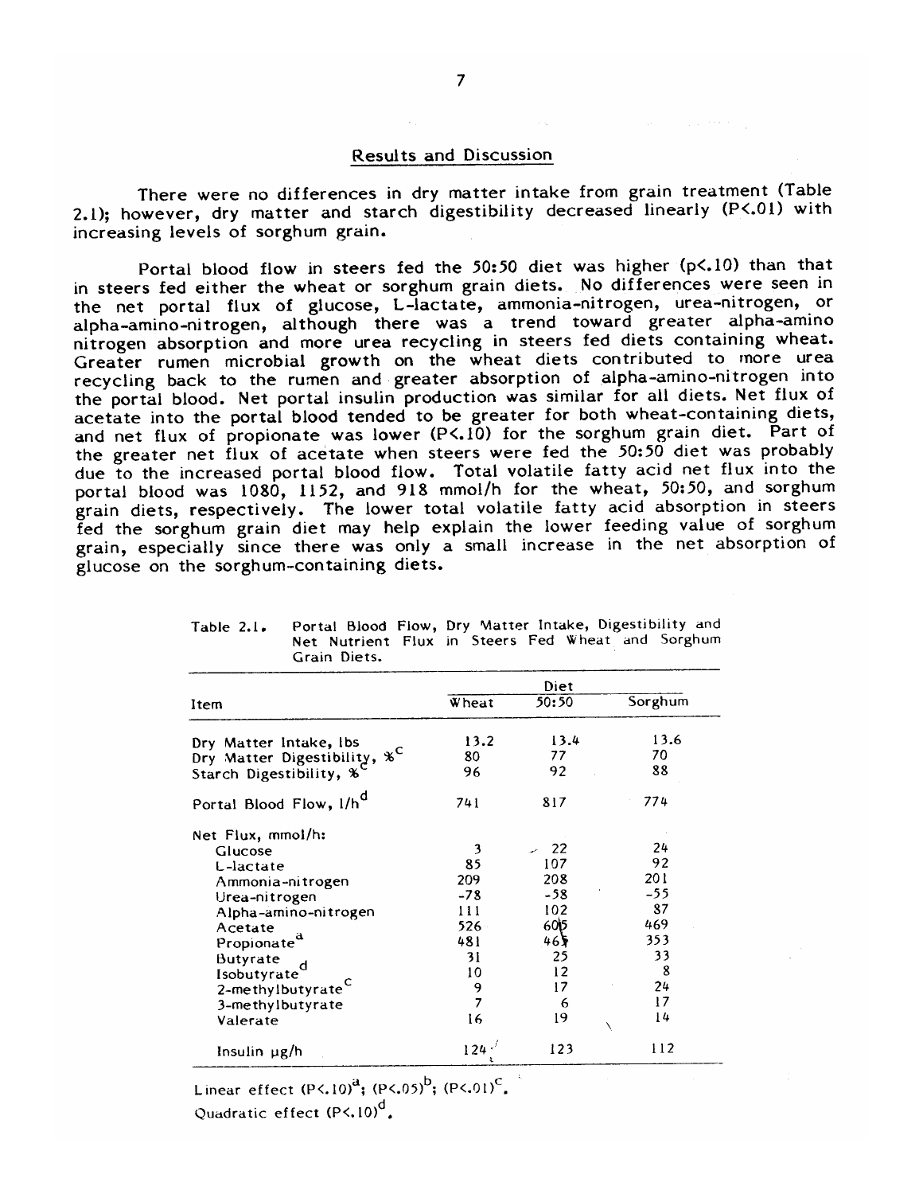## Results and Discussion

There were no differences in dry matter intake from grain treatment (Table 2.1); however, dry matter and starch digestibility decreased linearly ($P<.01$) with increasing levels of sorghum grain.

Portal blood flow in steers fed the 50:50 diet was higher ($p<.10$) than that in steers fed either the wheat or sorghum grain diets. No differences were seen in the net portal flux of glucose, L-lactate, ammonia-nitrogen, urea-nitrogen, or alpha-amino-nitrogen, although there was a trend toward greater alpha-amino nitrogen absorption and more urea recycling in steers fed diets containing wheat. Greater rumen microbial growth on the wheat diets contributed to more urea recycling back to the rumen and greater absorption of alpha-amino-nitrogen into the portal blood. Net portal insulin production was similar for all diets. Net flux of acetate into the portal blood tended to be greater for both wheat-containing diets, and net flux of propionate was lower ($P<.10$) for the sorghum grain diet. Part of the greater net flux of acetate when steers were fed the 50:50 diet was probably due to the increased portal blood flow. Total volatile fatty acid net flux into the portal blood was 1080, 1152, and 918 mmol/h for the wheat, 50:50, and sorghum grain diets, respectively. The lower total volatile fatty acid absorption in steers fed the sorghum grain diet may help explain the lower feeding value of sorghum grain, especially since there was only a small increase in the net absorption of glucose on the sorghum-containing diets.

Table 2.1. Portal Blood Flow, Dry Matter Intake, Digestibility and Net Nutrient Flux in Steers Fed Wheat and Sorghum Grain Diets.

| Item | Diet | | |
|---|---|---|---|
| | Wheat | 50:50 | Sorghum |
| Dry Matter Intake, lbs | 13.2 | 13.4 | 13.6 |
| Dry Matter Digestibility, %[c] | 80 | 77 | 70 |
| Starch Digestibility, %[c] | 96 | 92 | 88 |
| Portal Blood Flow, l/h[d] | 741 | 817 | 774 |
| Net Flux, mmol/h: | | | |
| Glucose | 3 | 22 | 24 |
| L-lactate | 85 | 107 | 92 |
| Ammonia-nitrogen | 209 | 208 | 201 |
| Urea-nitrogen | -78 | -58 | -55 |
| Alpha-amino-nitrogen | 111 | 102 | 87 |
| Acetate | 526 | 605 | 469 |
| Propionate[a] | 481 | 465 | 353 |
| Butyrate | 31 | 25 | 33 |
| Isobutyrate[d] | 10 | 12 | 8 |
| 2-methylbutyrate[c] | 9 | 17 | 24 |
| 3-methylbutyrate | 7 | 6 | 17 |
| Valerate | 16 | 19 | 14 |
| Insulin μg/h | 124 | 123 | 112 |

Linear effect ($P<.10$)[a]; ($P<.05$)[b]; ($P<.01$)[c].

Quadratic effect ($P<.10$)[d].